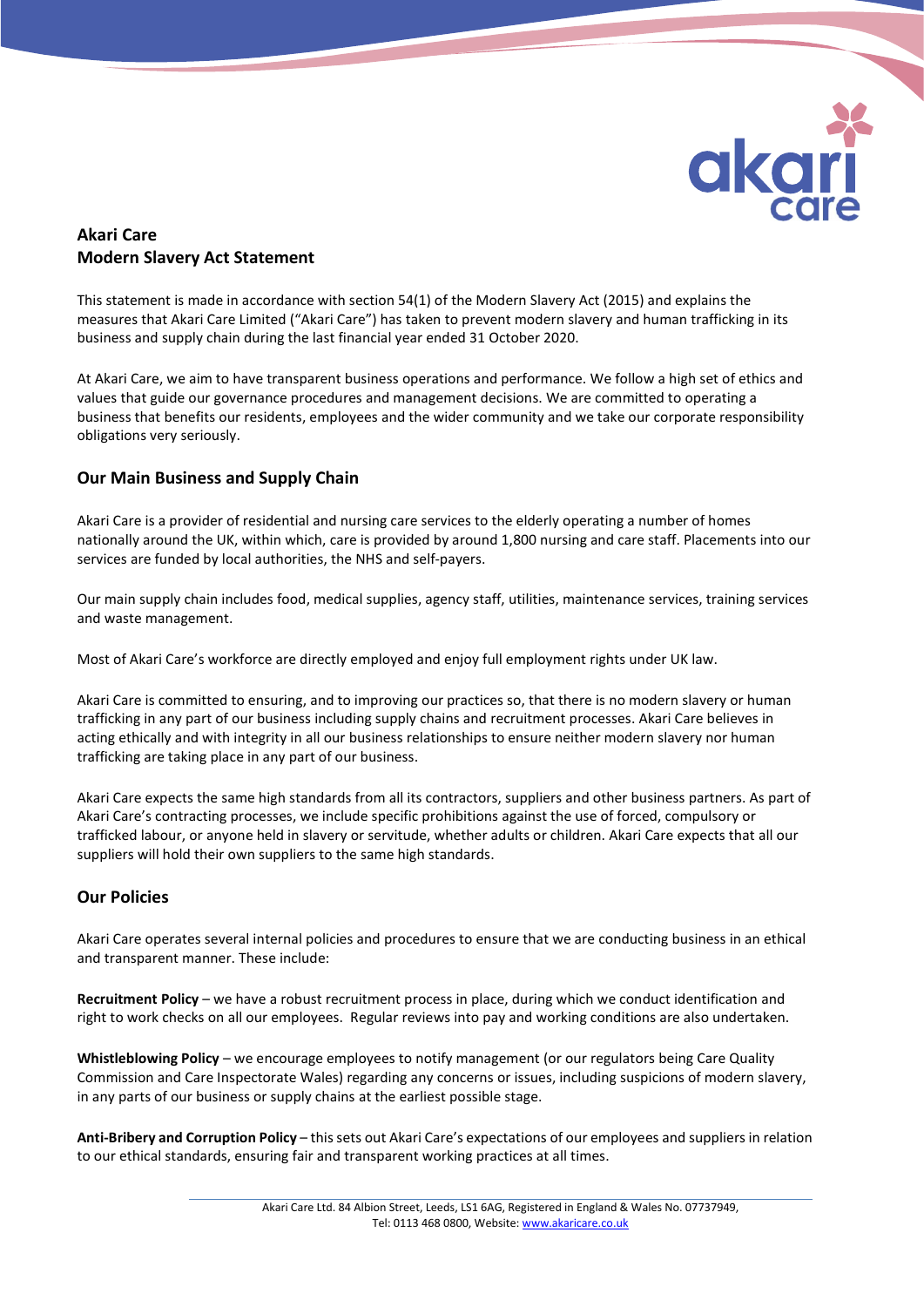# Akari Care
# Modern Slavery Act Statement

This statement is made in accordance with section 54(1) of the Modern Slavery Act (2015) and explains the measures that Akari Care Limited ("Akari Care") has taken to prevent modern slavery and human trafficking in its business and supply chain during the last financial year ended 31 October 2020.

At Akari Care, we aim to have transparent business operations and performance. We follow a high set of ethics and values that guide our governance procedures and management decisions. We are committed to operating a business that benefits our residents, employees and the wider community and we take our corporate responsibility obligations very seriously.

## Our Main Business and Supply Chain

Akari Care is a provider of residential and nursing care services to the elderly operating a number of homes nationally around the UK, within which, care is provided by around 1,800 nursing and care staff. Placements into our services are funded by local authorities, the NHS and self-payers.

Our main supply chain includes food, medical supplies, agency staff, utilities, maintenance services, training services and waste management.

Most of Akari Care's workforce are directly employed and enjoy full employment rights under UK law.

Akari Care is committed to ensuring, and to improving our practices so, that there is no modern slavery or human trafficking in any part of our business including supply chains and recruitment processes. Akari Care believes in acting ethically and with integrity in all our business relationships to ensure neither modern slavery nor human trafficking are taking place in any part of our business.

Akari Care expects the same high standards from all its contractors, suppliers and other business partners. As part of Akari Care's contracting processes, we include specific prohibitions against the use of forced, compulsory or trafficked labour, or anyone held in slavery or servitude, whether adults or children. Akari Care expects that all our suppliers will hold their own suppliers to the same high standards.

## Our Policies

Akari Care operates several internal policies and procedures to ensure that we are conducting business in an ethical and transparent manner. These include:

**Recruitment Policy** – we have a robust recruitment process in place, during which we conduct identification and right to work checks on all our employees. Regular reviews into pay and working conditions are also undertaken.

**Whistleblowing Policy** – we encourage employees to notify management (or our regulators being Care Quality Commission and Care Inspectorate Wales) regarding any concerns or issues, including suspicions of modern slavery, in any parts of our business or supply chains at the earliest possible stage.

**Anti-Bribery and Corruption Policy** – this sets out Akari Care's expectations of our employees and suppliers in relation to our ethical standards, ensuring fair and transparent working practices at all times.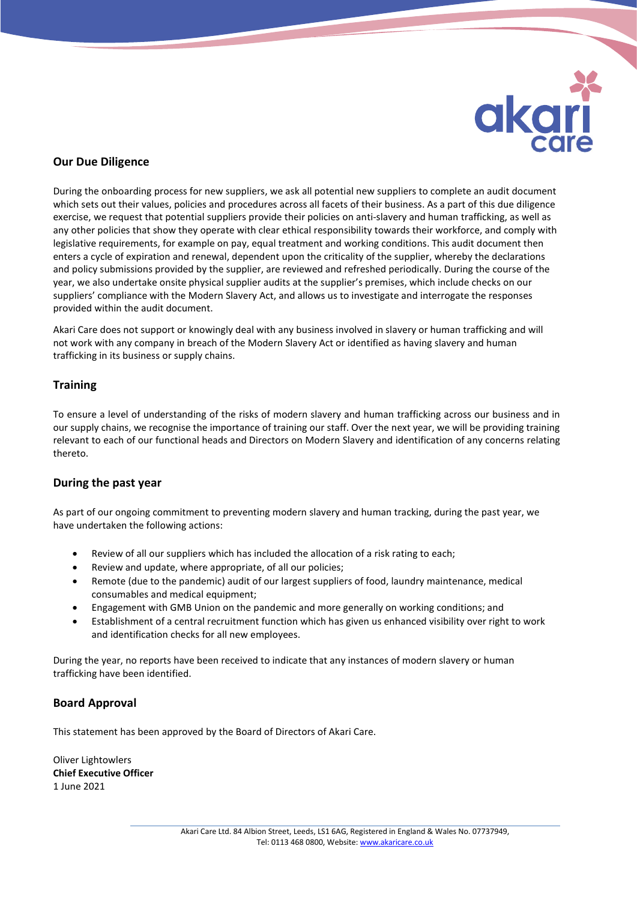## Our Due Diligence

During the onboarding process for new suppliers, we ask all potential new suppliers to complete an audit document which sets out their values, policies and procedures across all facets of their business. As a part of this due diligence exercise, we request that potential suppliers provide their policies on anti-slavery and human trafficking, as well as any other policies that show they operate with clear ethical responsibility towards their workforce, and comply with legislative requirements, for example on pay, equal treatment and working conditions. This audit document then enters a cycle of expiration and renewal, dependent upon the criticality of the supplier, whereby the declarations and policy submissions provided by the supplier, are reviewed and refreshed periodically. During the course of the year, we also undertake onsite physical supplier audits at the supplier's premises, which include checks on our suppliers' compliance with the Modern Slavery Act, and allows us to investigate and interrogate the responses provided within the audit document.

Akari Care does not support or knowingly deal with any business involved in slavery or human trafficking and will not work with any company in breach of the Modern Slavery Act or identified as having slavery and human trafficking in its business or supply chains.

## Training

To ensure a level of understanding of the risks of modern slavery and human trafficking across our business and in our supply chains, we recognise the importance of training our staff. Over the next year, we will be providing training relevant to each of our functional heads and Directors on Modern Slavery and identification of any concerns relating thereto.

## During the past year

As part of our ongoing commitment to preventing modern slavery and human tracking, during the past year, we have undertaken the following actions:

- Review of all our suppliers which has included the allocation of a risk rating to each;
- Review and update, where appropriate, of all our policies;
- Remote (due to the pandemic) audit of our largest suppliers of food, laundry maintenance, medical consumables and medical equipment;
- Engagement with GMB Union on the pandemic and more generally on working conditions; and
- Establishment of a central recruitment function which has given us enhanced visibility over right to work and identification checks for all new employees.

During the year, no reports have been received to indicate that any instances of modern slavery or human trafficking have been identified.

## Board Approval

This statement has been approved by the Board of Directors of Akari Care.

Oliver Lightowlers
**Chief Executive Officer**
1 June 2021

Akari Care Ltd. 84 Albion Street, Leeds, LS1 6AG, Registered in England & Wales No. 07737949,
Tel: 0113 468 0800, Website: www.akaricare.co.uk